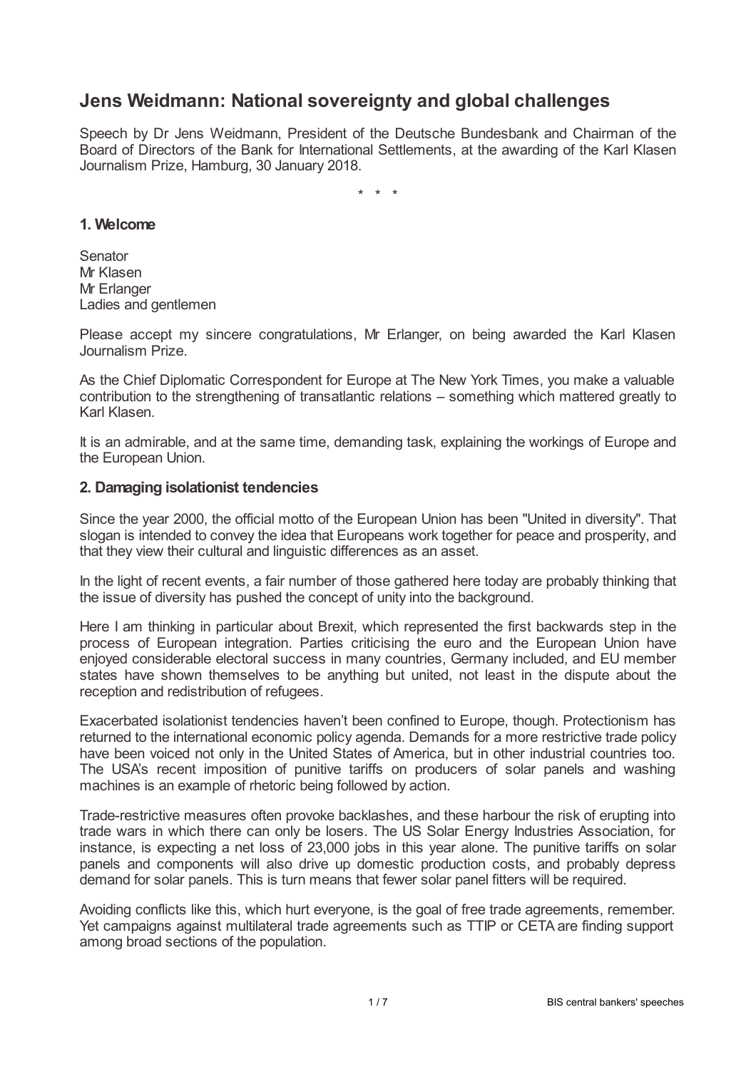# Jens Weidmann: National sovereignty and global challenges

Speech by Dr Jens Weidmann, President of the Deutsche Bundesbank and Chairman of the Board of Directors of the Bank for International Settlements, at the awarding of the Karl Klasen Journalism Prize, Hamburg, 30 January 2018.

\* \* \*

## 1. Welcome

Senator
Mr Klasen
Mr Erlanger
Ladies and gentlemen

Please accept my sincere congratulations, Mr Erlanger, on being awarded the Karl Klasen Journalism Prize.

As the Chief Diplomatic Correspondent for Europe at The New York Times, you make a valuable contribution to the strengthening of transatlantic relations – something which mattered greatly to Karl Klasen.

It is an admirable, and at the same time, demanding task, explaining the workings of Europe and the European Union.

## 2. Damaging isolationist tendencies

Since the year 2000, the official motto of the European Union has been "United in diversity". That slogan is intended to convey the idea that Europeans work together for peace and prosperity, and that they view their cultural and linguistic differences as an asset.

In the light of recent events, a fair number of those gathered here today are probably thinking that the issue of diversity has pushed the concept of unity into the background.

Here I am thinking in particular about Brexit, which represented the first backwards step in the process of European integration. Parties criticising the euro and the European Union have enjoyed considerable electoral success in many countries, Germany included, and EU member states have shown themselves to be anything but united, not least in the dispute about the reception and redistribution of refugees.

Exacerbated isolationist tendencies haven't been confined to Europe, though. Protectionism has returned to the international economic policy agenda. Demands for a more restrictive trade policy have been voiced not only in the United States of America, but in other industrial countries too. The USA's recent imposition of punitive tariffs on producers of solar panels and washing machines is an example of rhetoric being followed by action.

Trade-restrictive measures often provoke backlashes, and these harbour the risk of erupting into trade wars in which there can only be losers. The US Solar Energy Industries Association, for instance, is expecting a net loss of 23,000 jobs in this year alone. The punitive tariffs on solar panels and components will also drive up domestic production costs, and probably depress demand for solar panels. This is turn means that fewer solar panel fitters will be required.

Avoiding conflicts like this, which hurt everyone, is the goal of free trade agreements, remember. Yet campaigns against multilateral trade agreements such as TTIP or CETA are finding support among broad sections of the population.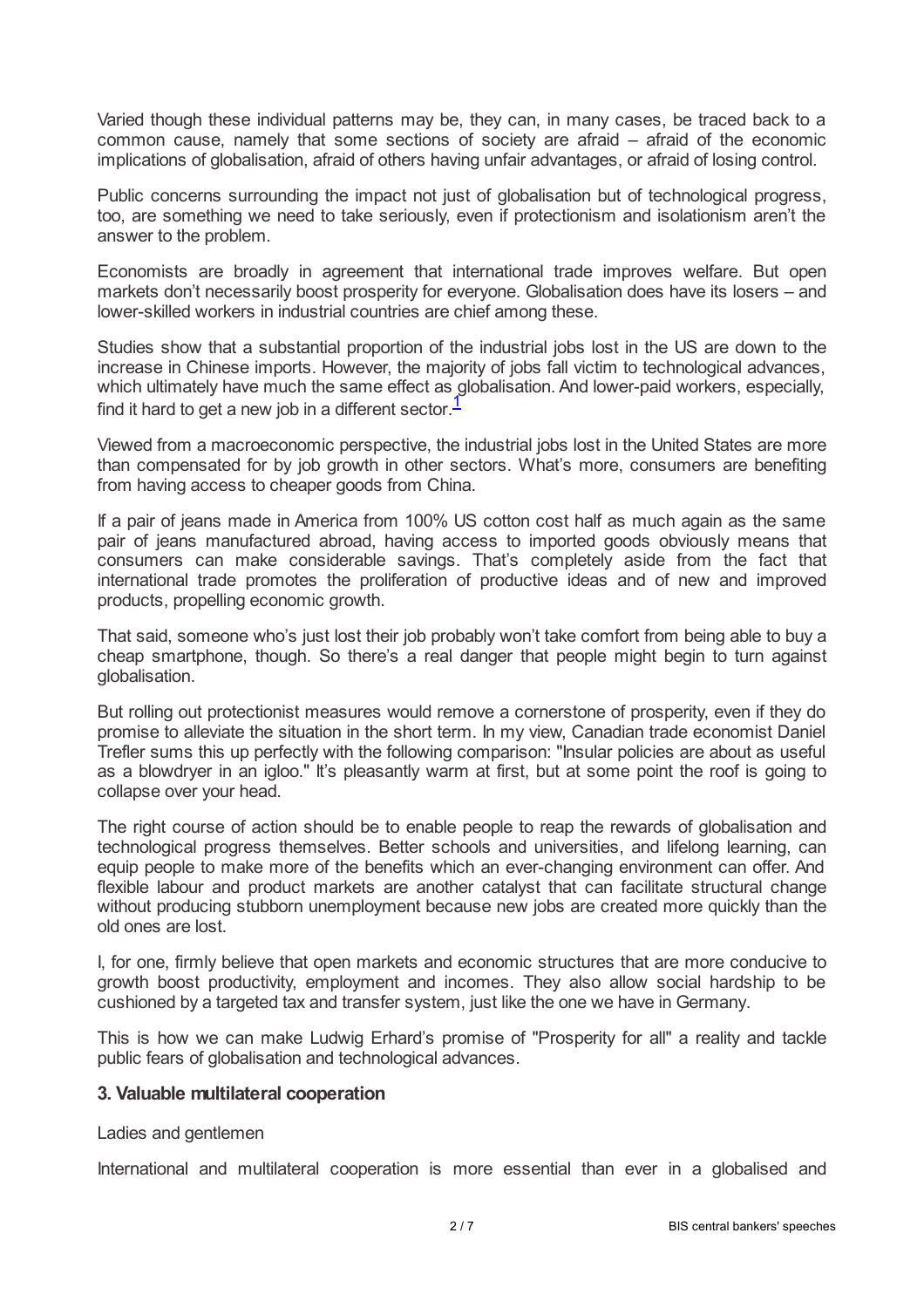Varied though these individual patterns may be, they can, in many cases, be traced back to a common cause, namely that some sections of society are afraid – afraid of the economic implications of globalisation, afraid of others having unfair advantages, or afraid of losing control.

Public concerns surrounding the impact not just of globalisation but of technological progress, too, are something we need to take seriously, even if protectionism and isolationism aren't the answer to the problem.

Economists are broadly in agreement that international trade improves welfare. But open markets don't necessarily boost prosperity for everyone. Globalisation does have its losers – and lower-skilled workers in industrial countries are chief among these.

Studies show that a substantial proportion of the industrial jobs lost in the US are down to the increase in Chinese imports. However, the majority of jobs fall victim to technological advances, which ultimately have much the same effect as globalisation. And lower-paid workers, especially, find it hard to get a new job in a different sector.[1]

Viewed from a macroeconomic perspective, the industrial jobs lost in the United States are more than compensated for by job growth in other sectors. What's more, consumers are benefiting from having access to cheaper goods from China.

If a pair of jeans made in America from 100% US cotton cost half as much again as the same pair of jeans manufactured abroad, having access to imported goods obviously means that consumers can make considerable savings. That's completely aside from the fact that international trade promotes the proliferation of productive ideas and of new and improved products, propelling economic growth.

That said, someone who's just lost their job probably won't take comfort from being able to buy a cheap smartphone, though. So there's a real danger that people might begin to turn against globalisation.

But rolling out protectionist measures would remove a cornerstone of prosperity, even if they do promise to alleviate the situation in the short term. In my view, Canadian trade economist Daniel Trefler sums this up perfectly with the following comparison: "Insular policies are about as useful as a blowdryer in an igloo." It's pleasantly warm at first, but at some point the roof is going to collapse over your head.

The right course of action should be to enable people to reap the rewards of globalisation and technological progress themselves. Better schools and universities, and lifelong learning, can equip people to make more of the benefits which an ever-changing environment can offer. And flexible labour and product markets are another catalyst that can facilitate structural change without producing stubborn unemployment because new jobs are created more quickly than the old ones are lost.

I, for one, firmly believe that open markets and economic structures that are more conducive to growth boost productivity, employment and incomes. They also allow social hardship to be cushioned by a targeted tax and transfer system, just like the one we have in Germany.

This is how we can make Ludwig Erhard's promise of "Prosperity for all" a reality and tackle public fears of globalisation and technological advances.

### 3. Valuable multilateral cooperation

Ladies and gentlemen

International and multilateral cooperation is more essential than ever in a globalised and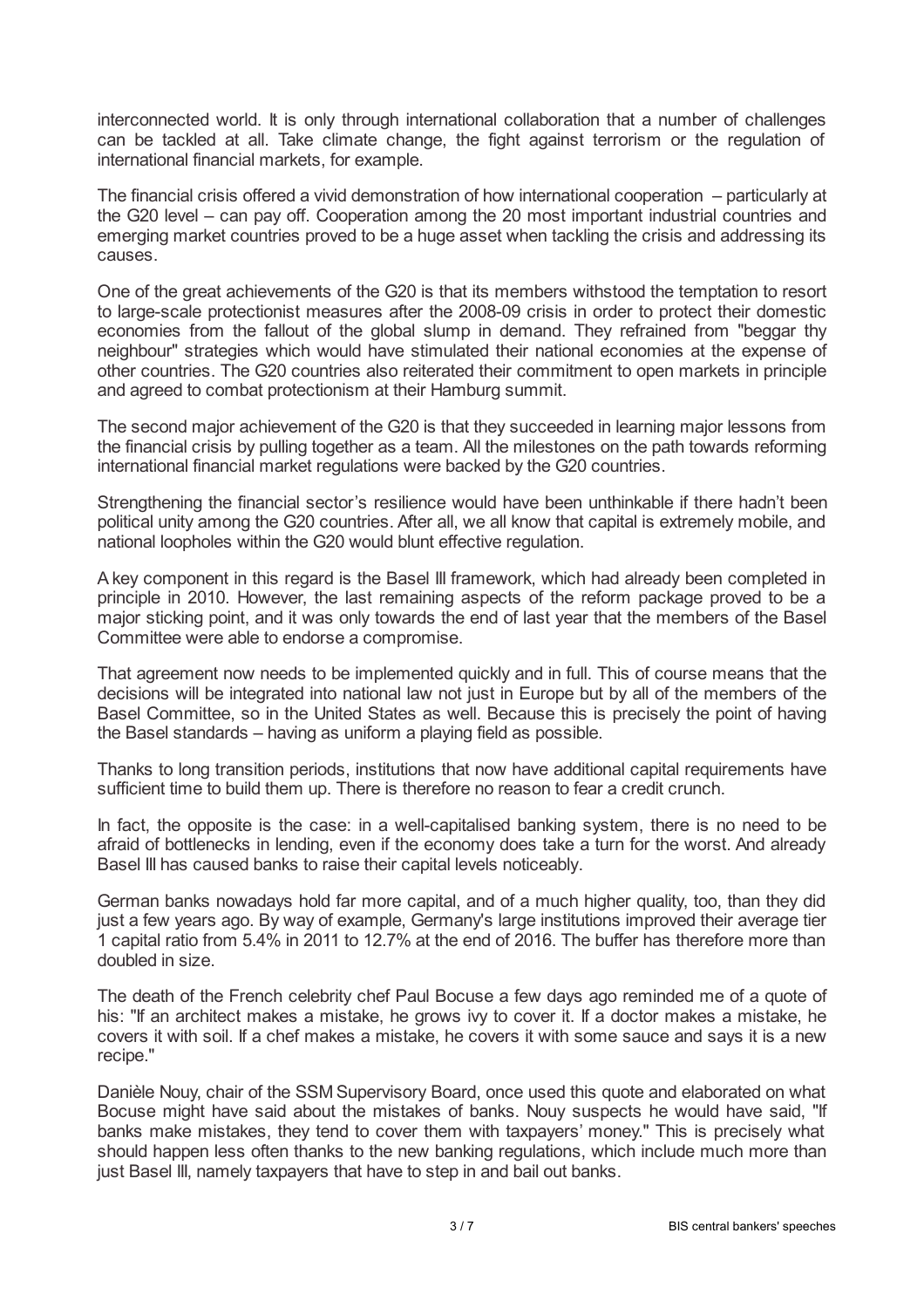interconnected world. It is only through international collaboration that a number of challenges can be tackled at all. Take climate change, the fight against terrorism or the regulation of international financial markets, for example.

The financial crisis offered a vivid demonstration of how international cooperation – particularly at the G20 level – can pay off. Cooperation among the 20 most important industrial countries and emerging market countries proved to be a huge asset when tackling the crisis and addressing its causes.

One of the great achievements of the G20 is that its members withstood the temptation to resort to large-scale protectionist measures after the 2008-09 crisis in order to protect their domestic economies from the fallout of the global slump in demand. They refrained from "beggar thy neighbour" strategies which would have stimulated their national economies at the expense of other countries. The G20 countries also reiterated their commitment to open markets in principle and agreed to combat protectionism at their Hamburg summit.

The second major achievement of the G20 is that they succeeded in learning major lessons from the financial crisis by pulling together as a team. All the milestones on the path towards reforming international financial market regulations were backed by the G20 countries.

Strengthening the financial sector's resilience would have been unthinkable if there hadn't been political unity among the G20 countries. After all, we all know that capital is extremely mobile, and national loopholes within the G20 would blunt effective regulation.

A key component in this regard is the Basel III framework, which had already been completed in principle in 2010. However, the last remaining aspects of the reform package proved to be a major sticking point, and it was only towards the end of last year that the members of the Basel Committee were able to endorse a compromise.

That agreement now needs to be implemented quickly and in full. This of course means that the decisions will be integrated into national law not just in Europe but by all of the members of the Basel Committee, so in the United States as well. Because this is precisely the point of having the Basel standards – having as uniform a playing field as possible.

Thanks to long transition periods, institutions that now have additional capital requirements have sufficient time to build them up. There is therefore no reason to fear a credit crunch.

In fact, the opposite is the case: in a well-capitalised banking system, there is no need to be afraid of bottlenecks in lending, even if the economy does take a turn for the worst. And already Basel III has caused banks to raise their capital levels noticeably.

German banks nowadays hold far more capital, and of a much higher quality, too, than they did just a few years ago. By way of example, Germany's large institutions improved their average tier 1 capital ratio from 5.4% in 2011 to 12.7% at the end of 2016. The buffer has therefore more than doubled in size.

The death of the French celebrity chef Paul Bocuse a few days ago reminded me of a quote of his: "If an architect makes a mistake, he grows ivy to cover it. If a doctor makes a mistake, he covers it with soil. If a chef makes a mistake, he covers it with some sauce and says it is a new recipe."

Danièle Nouy, chair of the SSM Supervisory Board, once used this quote and elaborated on what Bocuse might have said about the mistakes of banks. Nouy suspects he would have said, "If banks make mistakes, they tend to cover them with taxpayers' money." This is precisely what should happen less often thanks to the new banking regulations, which include much more than just Basel III, namely taxpayers that have to step in and bail out banks.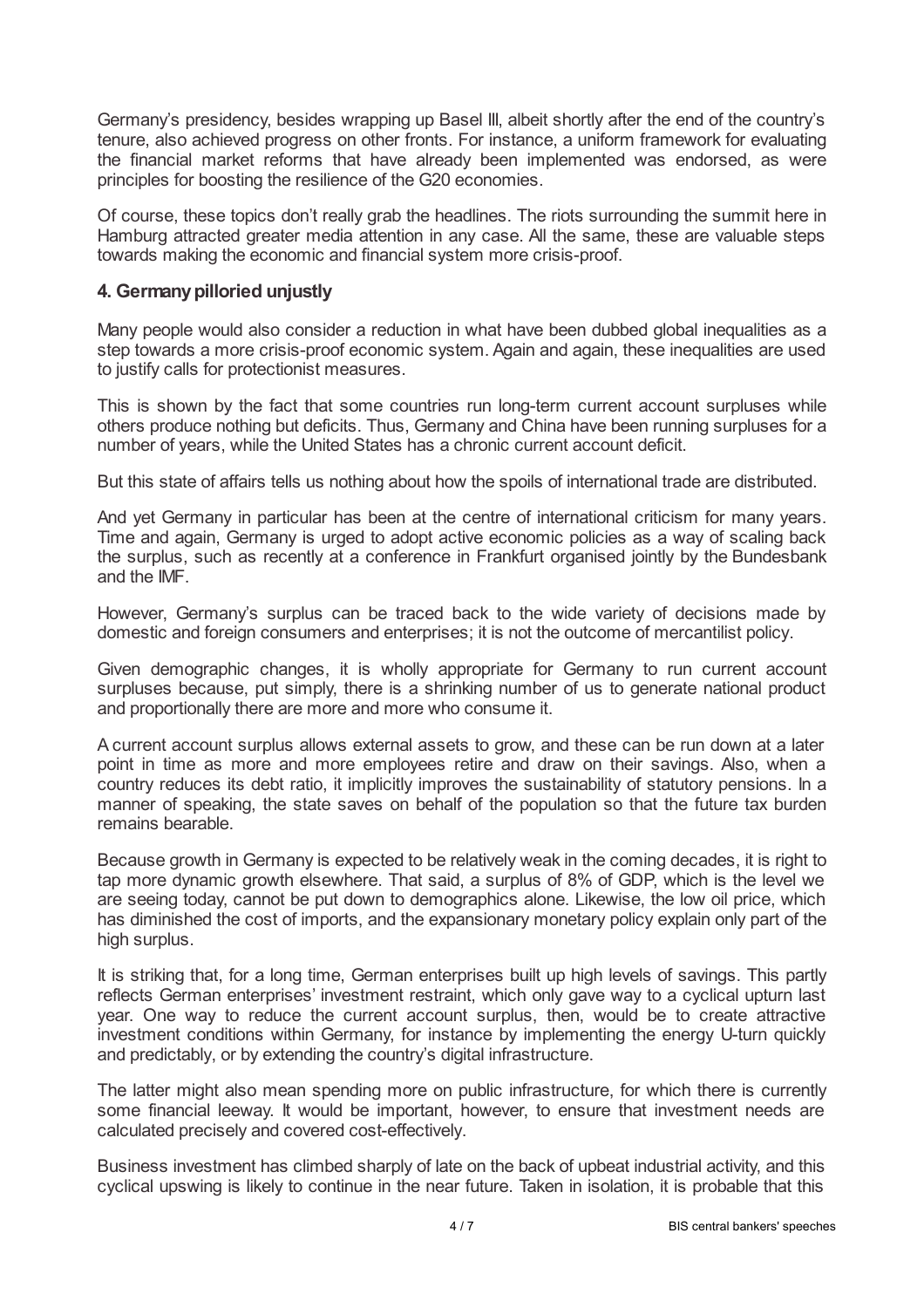Germany's presidency, besides wrapping up Basel III, albeit shortly after the end of the country's tenure, also achieved progress on other fronts. For instance, a uniform framework for evaluating the financial market reforms that have already been implemented was endorsed, as were principles for boosting the resilience of the G20 economies.

Of course, these topics don't really grab the headlines. The riots surrounding the summit here in Hamburg attracted greater media attention in any case. All the same, these are valuable steps towards making the economic and financial system more crisis-proof.

## 4. Germany pilloried unjustly

Many people would also consider a reduction in what have been dubbed global inequalities as a step towards a more crisis-proof economic system. Again and again, these inequalities are used to justify calls for protectionist measures.

This is shown by the fact that some countries run long-term current account surpluses while others produce nothing but deficits. Thus, Germany and China have been running surpluses for a number of years, while the United States has a chronic current account deficit.

But this state of affairs tells us nothing about how the spoils of international trade are distributed.

And yet Germany in particular has been at the centre of international criticism for many years. Time and again, Germany is urged to adopt active economic policies as a way of scaling back the surplus, such as recently at a conference in Frankfurt organised jointly by the Bundesbank and the IMF.

However, Germany's surplus can be traced back to the wide variety of decisions made by domestic and foreign consumers and enterprises; it is not the outcome of mercantilist policy.

Given demographic changes, it is wholly appropriate for Germany to run current account surpluses because, put simply, there is a shrinking number of us to generate national product and proportionally there are more and more who consume it.

A current account surplus allows external assets to grow, and these can be run down at a later point in time as more and more employees retire and draw on their savings. Also, when a country reduces its debt ratio, it implicitly improves the sustainability of statutory pensions. In a manner of speaking, the state saves on behalf of the population so that the future tax burden remains bearable.

Because growth in Germany is expected to be relatively weak in the coming decades, it is right to tap more dynamic growth elsewhere. That said, a surplus of 8% of GDP, which is the level we are seeing today, cannot be put down to demographics alone. Likewise, the low oil price, which has diminished the cost of imports, and the expansionary monetary policy explain only part of the high surplus.

It is striking that, for a long time, German enterprises built up high levels of savings. This partly reflects German enterprises' investment restraint, which only gave way to a cyclical upturn last year. One way to reduce the current account surplus, then, would be to create attractive investment conditions within Germany, for instance by implementing the energy U-turn quickly and predictably, or by extending the country's digital infrastructure.

The latter might also mean spending more on public infrastructure, for which there is currently some financial leeway. It would be important, however, to ensure that investment needs are calculated precisely and covered cost-effectively.

Business investment has climbed sharply of late on the back of upbeat industrial activity, and this cyclical upswing is likely to continue in the near future. Taken in isolation, it is probable that this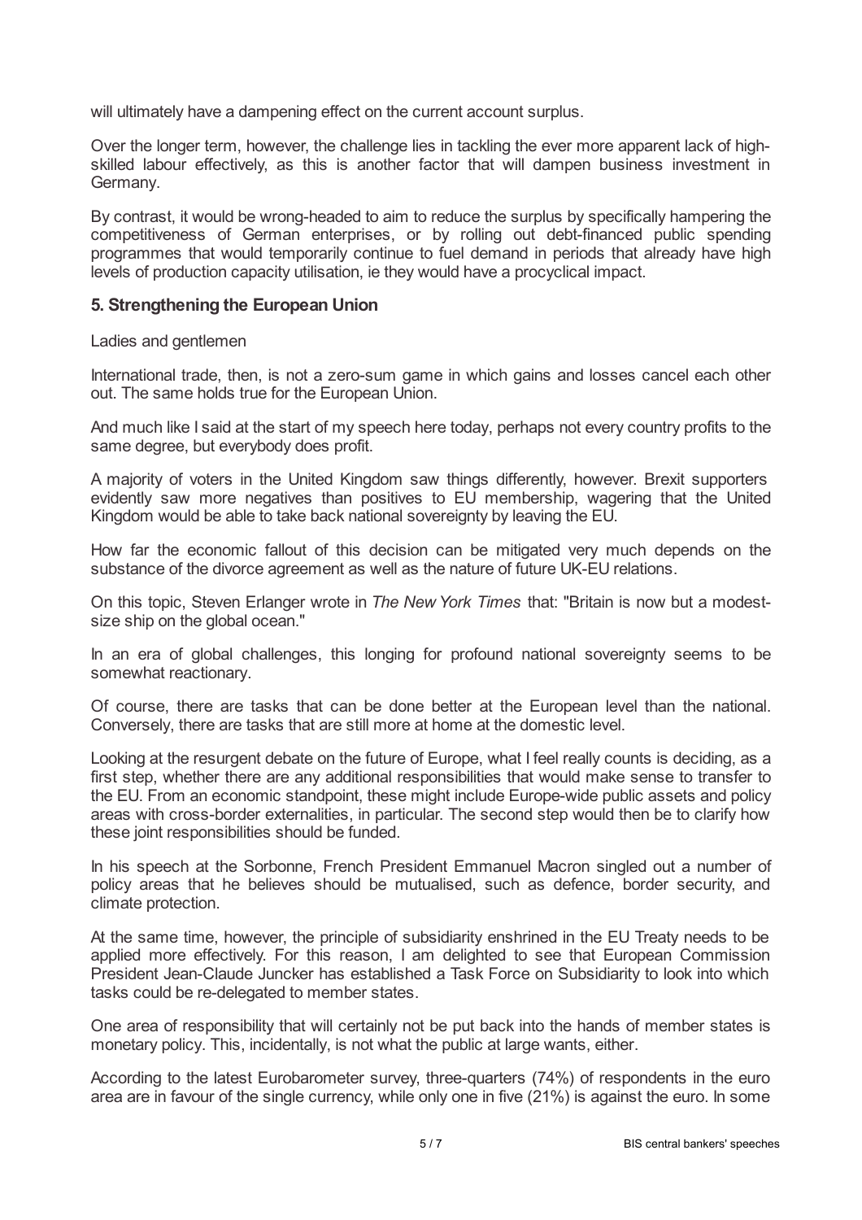will ultimately have a dampening effect on the current account surplus.

Over the longer term, however, the challenge lies in tackling the ever more apparent lack of high-skilled labour effectively, as this is another factor that will dampen business investment in Germany.

By contrast, it would be wrong-headed to aim to reduce the surplus by specifically hampering the competitiveness of German enterprises, or by rolling out debt-financed public spending programmes that would temporarily continue to fuel demand in periods that already have high levels of production capacity utilisation, ie they would have a procyclical impact.

### 5. Strengthening the European Union

Ladies and gentlemen

International trade, then, is not a zero-sum game in which gains and losses cancel each other out. The same holds true for the European Union.

And much like I said at the start of my speech here today, perhaps not every country profits to the same degree, but everybody does profit.

A majority of voters in the United Kingdom saw things differently, however. Brexit supporters evidently saw more negatives than positives to EU membership, wagering that the United Kingdom would be able to take back national sovereignty by leaving the EU.

How far the economic fallout of this decision can be mitigated very much depends on the substance of the divorce agreement as well as the nature of future UK-EU relations.

On this topic, Steven Erlanger wrote in *The New York Times* that: "Britain is now but a modest-size ship on the global ocean."

In an era of global challenges, this longing for profound national sovereignty seems to be somewhat reactionary.

Of course, there are tasks that can be done better at the European level than the national. Conversely, there are tasks that are still more at home at the domestic level.

Looking at the resurgent debate on the future of Europe, what I feel really counts is deciding, as a first step, whether there are any additional responsibilities that would make sense to transfer to the EU. From an economic standpoint, these might include Europe-wide public assets and policy areas with cross-border externalities, in particular. The second step would then be to clarify how these joint responsibilities should be funded.

In his speech at the Sorbonne, French President Emmanuel Macron singled out a number of policy areas that he believes should be mutualised, such as defence, border security, and climate protection.

At the same time, however, the principle of subsidiarity enshrined in the EU Treaty needs to be applied more effectively. For this reason, I am delighted to see that European Commission President Jean-Claude Juncker has established a Task Force on Subsidiarity to look into which tasks could be re-delegated to member states.

One area of responsibility that will certainly not be put back into the hands of member states is monetary policy. This, incidentally, is not what the public at large wants, either.

According to the latest Eurobarometer survey, three-quarters (74%) of respondents in the euro area are in favour of the single currency, while only one in five (21%) is against the euro. In some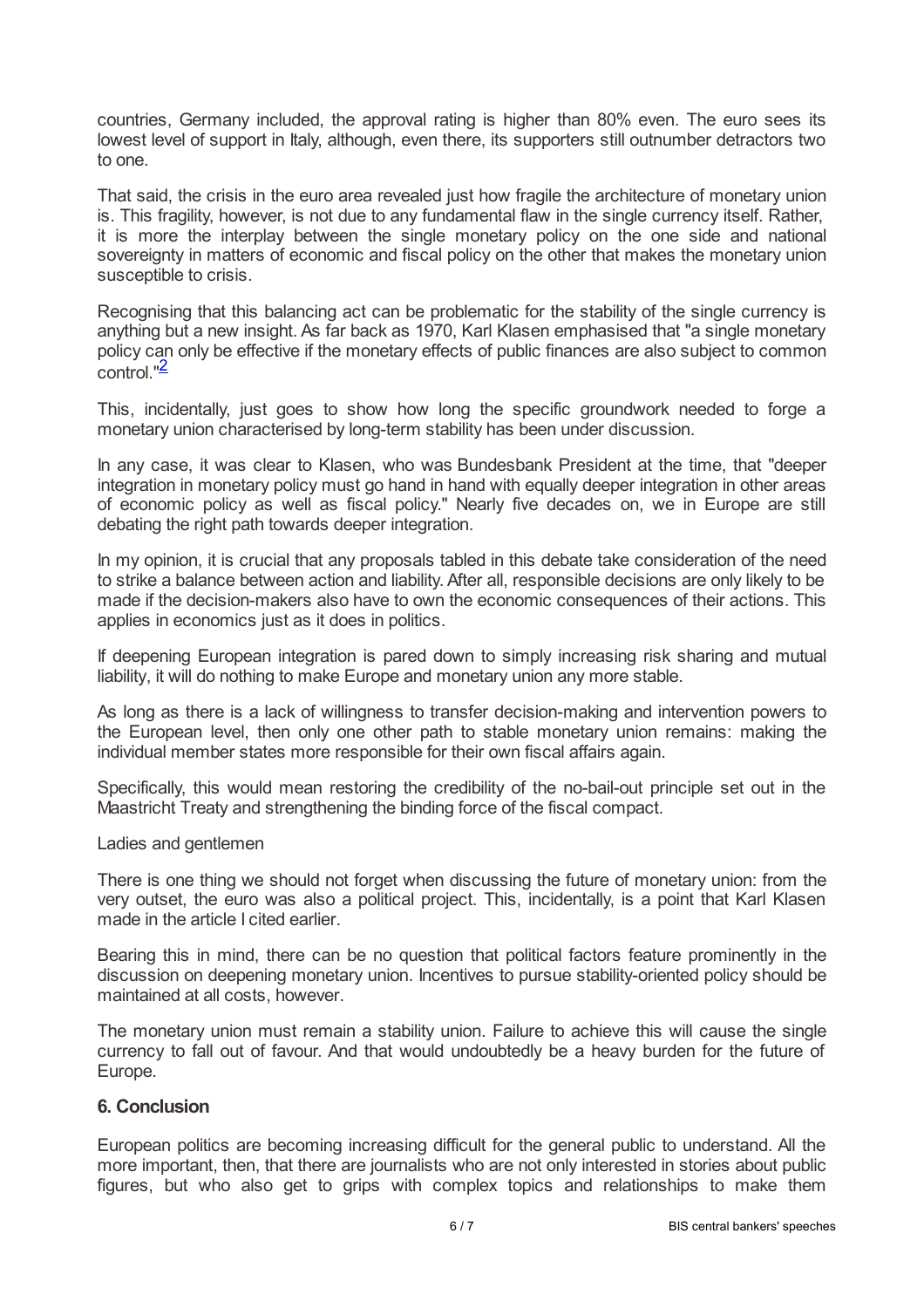countries, Germany included, the approval rating is higher than 80% even. The euro sees its lowest level of support in Italy, although, even there, its supporters still outnumber detractors two to one.

That said, the crisis in the euro area revealed just how fragile the architecture of monetary union is. This fragility, however, is not due to any fundamental flaw in the single currency itself. Rather, it is more the interplay between the single monetary policy on the one side and national sovereignty in matters of economic and fiscal policy on the other that makes the monetary union susceptible to crisis.

Recognising that this balancing act can be problematic for the stability of the single currency is anything but a new insight. As far back as 1970, Karl Klasen emphasised that "a single monetary policy can only be effective if the monetary effects of public finances are also subject to common control."[2]

This, incidentally, just goes to show how long the specific groundwork needed to forge a monetary union characterised by long-term stability has been under discussion.

In any case, it was clear to Klasen, who was Bundesbank President at the time, that "deeper integration in monetary policy must go hand in hand with equally deeper integration in other areas of economic policy as well as fiscal policy." Nearly five decades on, we in Europe are still debating the right path towards deeper integration.

In my opinion, it is crucial that any proposals tabled in this debate take consideration of the need to strike a balance between action and liability. After all, responsible decisions are only likely to be made if the decision-makers also have to own the economic consequences of their actions. This applies in economics just as it does in politics.

If deepening European integration is pared down to simply increasing risk sharing and mutual liability, it will do nothing to make Europe and monetary union any more stable.

As long as there is a lack of willingness to transfer decision-making and intervention powers to the European level, then only one other path to stable monetary union remains: making the individual member states more responsible for their own fiscal affairs again.

Specifically, this would mean restoring the credibility of the no-bail-out principle set out in the Maastricht Treaty and strengthening the binding force of the fiscal compact.

Ladies and gentlemen

There is one thing we should not forget when discussing the future of monetary union: from the very outset, the euro was also a political project. This, incidentally, is a point that Karl Klasen made in the article I cited earlier.

Bearing this in mind, there can be no question that political factors feature prominently in the discussion on deepening monetary union. Incentives to pursue stability-oriented policy should be maintained at all costs, however.

The monetary union must remain a stability union. Failure to achieve this will cause the single currency to fall out of favour. And that would undoubtedly be a heavy burden for the future of Europe.

## 6. Conclusion

European politics are becoming increasing difficult for the general public to understand. All the more important, then, that there are journalists who are not only interested in stories about public figures, but who also get to grips with complex topics and relationships to make them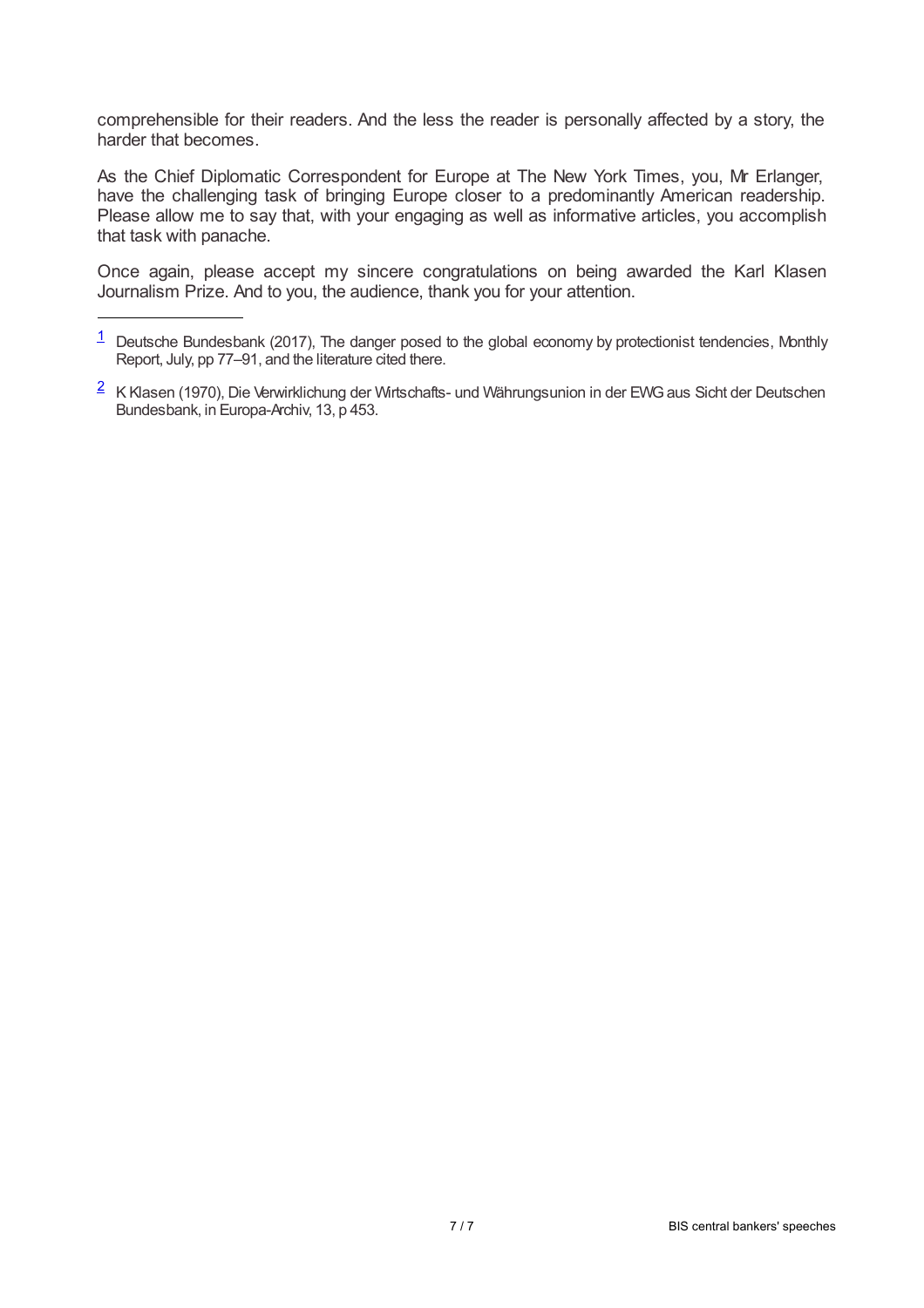comprehensible for their readers. And the less the reader is personally affected by a story, the harder that becomes.

As the Chief Diplomatic Correspondent for Europe at The New York Times, you, Mr Erlanger, have the challenging task of bringing Europe closer to a predominantly American readership. Please allow me to say that, with your engaging as well as informative articles, you accomplish that task with panache.

Once again, please accept my sincere congratulations on being awarded the Karl Klasen Journalism Prize. And to you, the audience, thank you for your attention.

---

[1] Deutsche Bundesbank (2017), The danger posed to the global economy by protectionist tendencies, Monthly Report, July, pp 77–91, and the literature cited there.

[2] K Klasen (1970), Die Verwirklichung der Wirtschafts- und Währungsunion in der EWG aus Sicht der Deutschen Bundesbank, in Europa-Archiv, 13, p 453.